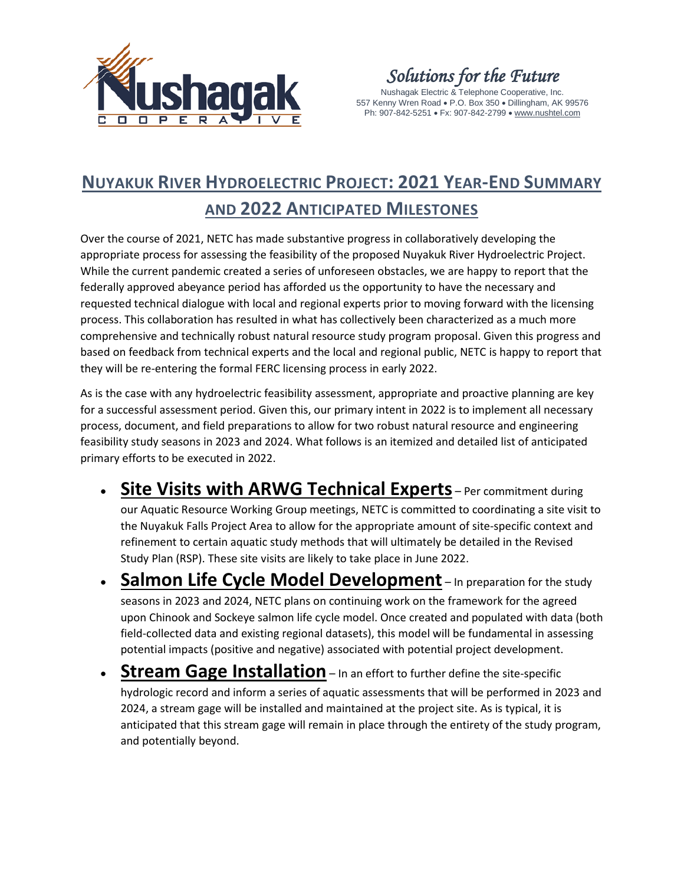Nushagak COOPERATIVE

*Solutions for the Future*

Nushagak Electric & Telephone Cooperative, Inc.
557 Kenny Wren Road • P.O. Box 350 • Dillingham, AK 99576
Ph: 907-842-5251 • Fx: 907-842-2799 • www.nushtel.com

# Nuyakuk River Hydroelectric Project: 2021 Year-End Summary and 2022 Anticipated Milestones

Over the course of 2021, NETC has made substantive progress in collaboratively developing the appropriate process for assessing the feasibility of the proposed Nuyakuk River Hydroelectric Project. While the current pandemic created a series of unforeseen obstacles, we are happy to report that the federally approved abeyance period has afforded us the opportunity to have the necessary and requested technical dialogue with local and regional experts prior to moving forward with the licensing process. This collaboration has resulted in what has collectively been characterized as a much more comprehensive and technically robust natural resource study program proposal. Given this progress and based on feedback from technical experts and the local and regional public, NETC is happy to report that they will be re-entering the formal FERC licensing process in early 2022.

As is the case with any hydroelectric feasibility assessment, appropriate and proactive planning are key for a successful assessment period. Given this, our primary intent in 2022 is to implement all necessary process, document, and field preparations to allow for two robust natural resource and engineering feasibility study seasons in 2023 and 2024. What follows is an itemized and detailed list of anticipated primary efforts to be executed in 2022.

- **Site Visits with ARWG Technical Experts** – Per commitment during our Aquatic Resource Working Group meetings, NETC is committed to coordinating a site visit to the Nuyakuk Falls Project Area to allow for the appropriate amount of site-specific context and refinement to certain aquatic study methods that will ultimately be detailed in the Revised Study Plan (RSP). These site visits are likely to take place in June 2022.
- **Salmon Life Cycle Model Development** – In preparation for the study seasons in 2023 and 2024, NETC plans on continuing work on the framework for the agreed upon Chinook and Sockeye salmon life cycle model. Once created and populated with data (both field-collected data and existing regional datasets), this model will be fundamental in assessing potential impacts (positive and negative) associated with potential project development.
- **Stream Gage Installation** – In an effort to further define the site-specific hydrologic record and inform a series of aquatic assessments that will be performed in 2023 and 2024, a stream gage will be installed and maintained at the project site. As is typical, it is anticipated that this stream gage will remain in place through the entirety of the study program, and potentially beyond.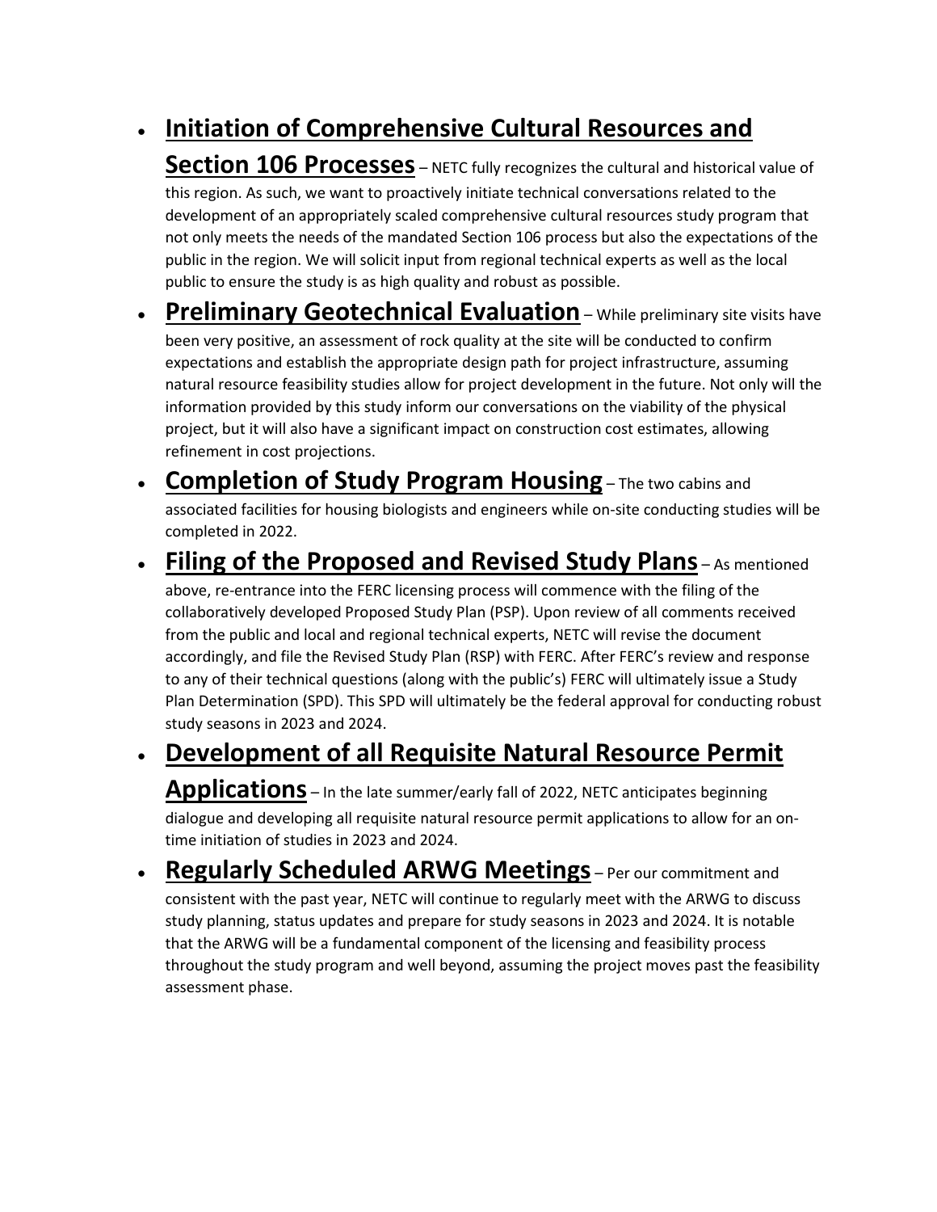- **Initiation of Comprehensive Cultural Resources and Section 106 Processes** – NETC fully recognizes the cultural and historical value of this region. As such, we want to proactively initiate technical conversations related to the development of an appropriately scaled comprehensive cultural resources study program that not only meets the needs of the mandated Section 106 process but also the expectations of the public in the region. We will solicit input from regional technical experts as well as the local public to ensure the study is as high quality and robust as possible.
- **Preliminary Geotechnical Evaluation** – While preliminary site visits have been very positive, an assessment of rock quality at the site will be conducted to confirm expectations and establish the appropriate design path for project infrastructure, assuming natural resource feasibility studies allow for project development in the future. Not only will the information provided by this study inform our conversations on the viability of the physical project, but it will also have a significant impact on construction cost estimates, allowing refinement in cost projections.
- **Completion of Study Program Housing** – The two cabins and associated facilities for housing biologists and engineers while on-site conducting studies will be completed in 2022.
- **Filing of the Proposed and Revised Study Plans** – As mentioned above, re-entrance into the FERC licensing process will commence with the filing of the collaboratively developed Proposed Study Plan (PSP). Upon review of all comments received from the public and local and regional technical experts, NETC will revise the document accordingly, and file the Revised Study Plan (RSP) with FERC. After FERC's review and response to any of their technical questions (along with the public's) FERC will ultimately issue a Study Plan Determination (SPD). This SPD will ultimately be the federal approval for conducting robust study seasons in 2023 and 2024.
- **Development of all Requisite Natural Resource Permit Applications** – In the late summer/early fall of 2022, NETC anticipates beginning dialogue and developing all requisite natural resource permit applications to allow for an on-time initiation of studies in 2023 and 2024.
- **Regularly Scheduled ARWG Meetings** – Per our commitment and consistent with the past year, NETC will continue to regularly meet with the ARWG to discuss study planning, status updates and prepare for study seasons in 2023 and 2024. It is notable that the ARWG will be a fundamental component of the licensing and feasibility process throughout the study program and well beyond, assuming the project moves past the feasibility assessment phase.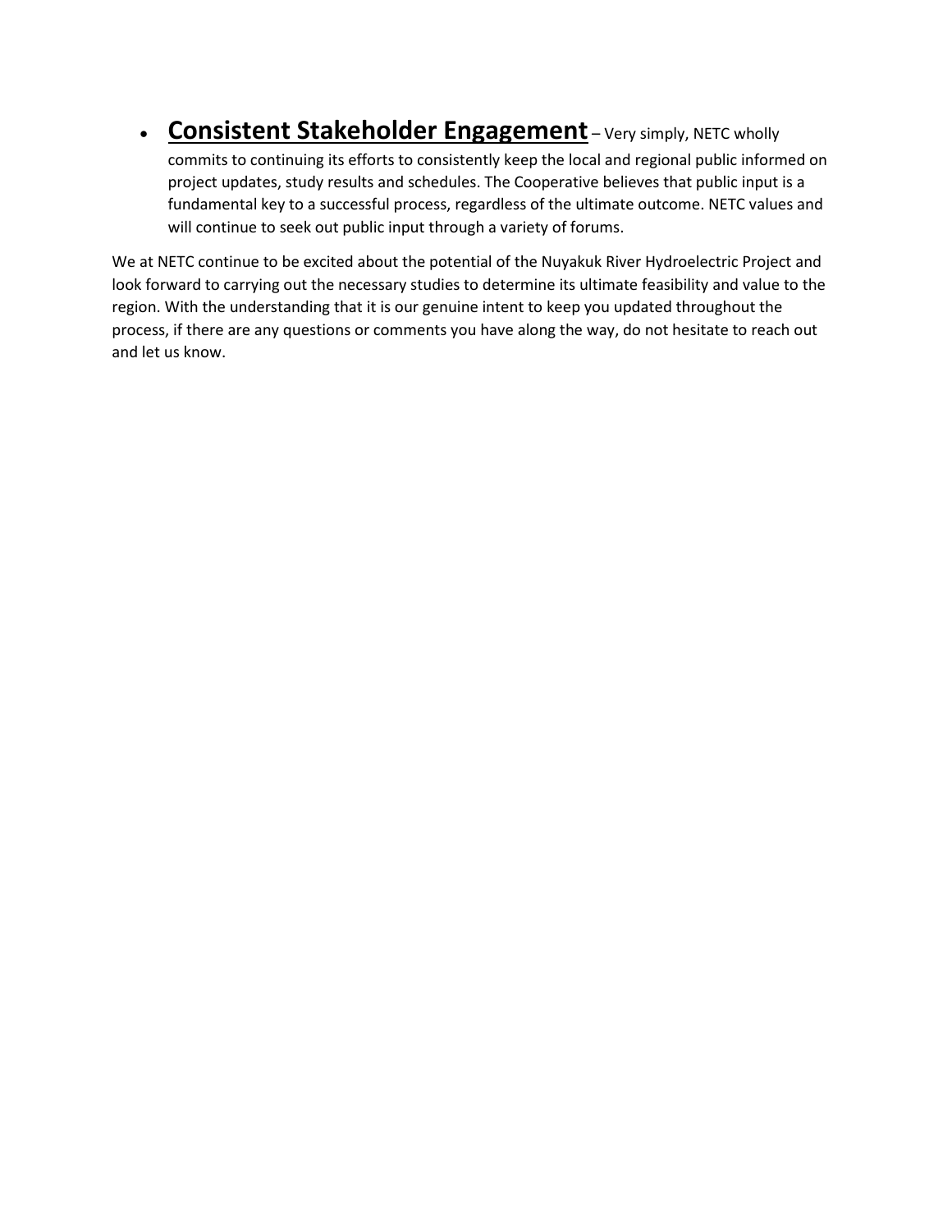- **Consistent Stakeholder Engagement** – Very simply, NETC wholly commits to continuing its efforts to consistently keep the local and regional public informed on project updates, study results and schedules. The Cooperative believes that public input is a fundamental key to a successful process, regardless of the ultimate outcome. NETC values and will continue to seek out public input through a variety of forums.

We at NETC continue to be excited about the potential of the Nuyakuk River Hydroelectric Project and look forward to carrying out the necessary studies to determine its ultimate feasibility and value to the region. With the understanding that it is our genuine intent to keep you updated throughout the process, if there are any questions or comments you have along the way, do not hesitate to reach out and let us know.